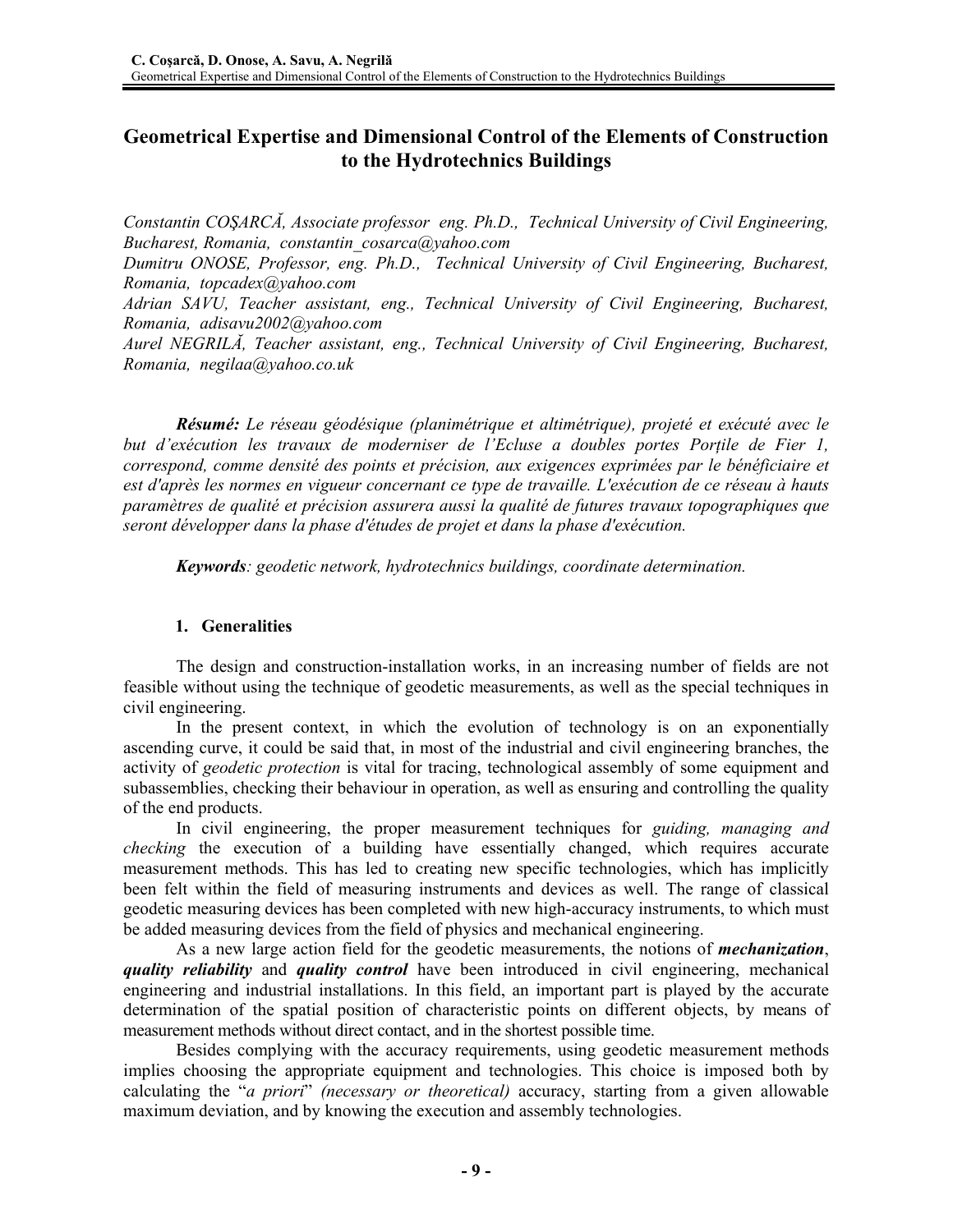# Geometrical Expertise and Dimensional Control of the Elements of Construction to the Hydrotechnics Buildings

*Constantin COŞARCĂ, Associate professor eng. Ph.D., Technical University of Civil Engineering, Bucharest, Romania, constantin_cosarca@yahoo.com*
*Dumitru ONOSE, Professor, eng. Ph.D., Technical University of Civil Engineering, Bucharest, Romania, topcadex@yahoo.com*
*Adrian SAVU, Teacher assistant, eng., Technical University of Civil Engineering, Bucharest, Romania, adisavu2002@yahoo.com*
*Aurel NEGRILĂ, Teacher assistant, eng., Technical University of Civil Engineering, Bucharest, Romania, negilaa@yahoo.co.uk*

***Résumé:*** *Le réseau géodésique (planimétrique et altimétrique), projeté et exécuté avec le but d'exécution les travaux de moderniser de l'Ecluse a doubles portes Porţile de Fier 1, correspond, comme densité des points et précision, aux exigences exprimées par le bénéficiaire et est d'après les normes en vigueur concernant ce type de travaille. L'exécution de ce réseau à hauts paramètres de qualité et précision assurera aussi la qualité de futures travaux topographiques que seront développer dans la phase d'études de projet et dans la phase d'exécution.*

***Keywords****: geodetic network, hydrotechnics buildings, coordinate determination.*

## 1. Generalities

The design and construction-installation works, in an increasing number of fields are not feasible without using the technique of geodetic measurements, as well as the special techniques in civil engineering.

In the present context, in which the evolution of technology is on an exponentially ascending curve, it could be said that, in most of the industrial and civil engineering branches, the activity of *geodetic protection* is vital for tracing, technological assembly of some equipment and subassemblies, checking their behaviour in operation, as well as ensuring and controlling the quality of the end products.

In civil engineering, the proper measurement techniques for *guiding, managing and checking* the execution of a building have essentially changed, which requires accurate measurement methods. This has led to creating new specific technologies, which has implicitly been felt within the field of measuring instruments and devices as well. The range of classical geodetic measuring devices has been completed with new high-accuracy instruments, to which must be added measuring devices from the field of physics and mechanical engineering.

As a new large action field for the geodetic measurements, the notions of ***mechanization***, ***quality reliability*** and ***quality control*** have been introduced in civil engineering, mechanical engineering and industrial installations. In this field, an important part is played by the accurate determination of the spatial position of characteristic points on different objects, by means of measurement methods without direct contact, and in the shortest possible time.

Besides complying with the accuracy requirements, using geodetic measurement methods implies choosing the appropriate equipment and technologies. This choice is imposed both by calculating the "*a priori*" *(necessary or theoretical)* accuracy, starting from a given allowable maximum deviation, and by knowing the execution and assembly technologies.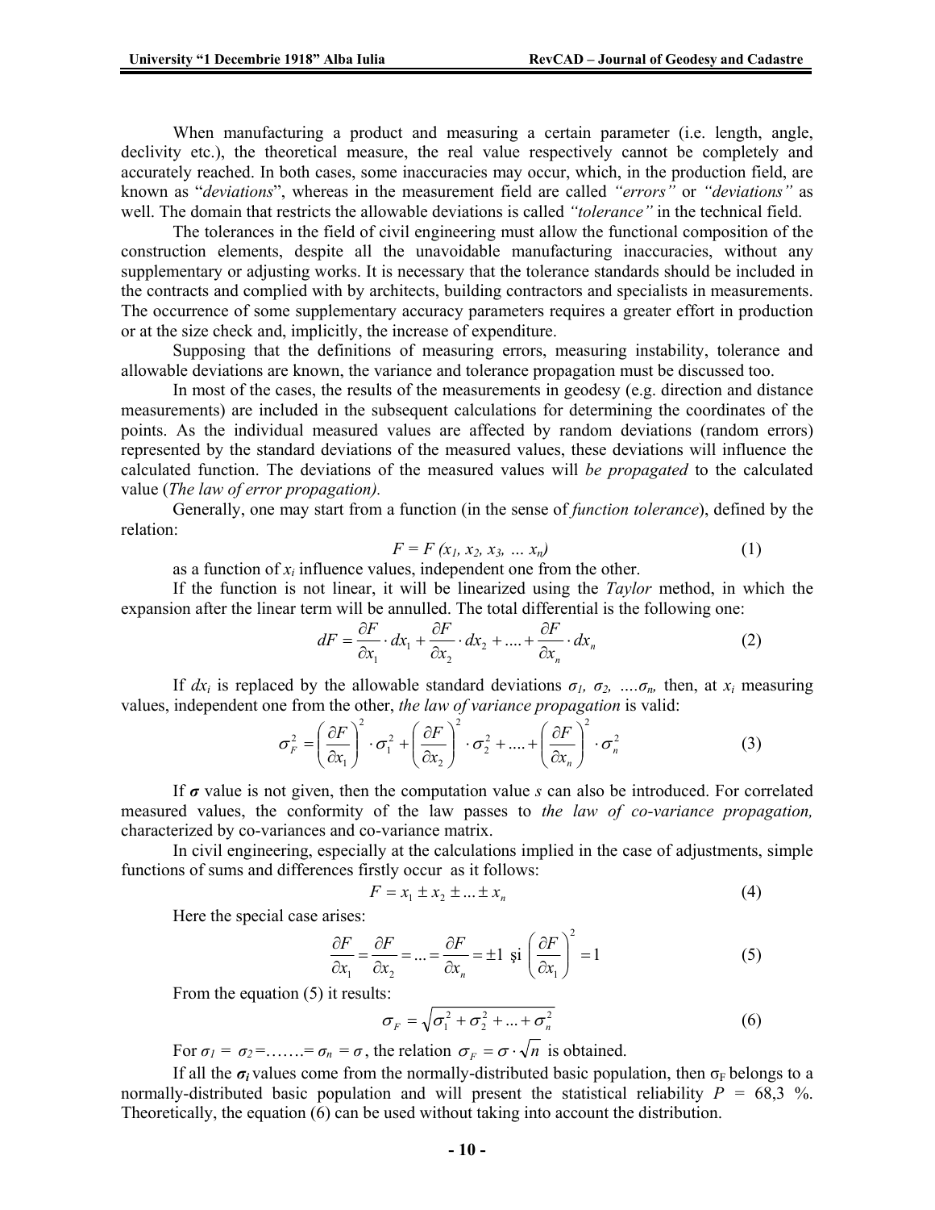When manufacturing a product and measuring a certain parameter (i.e. length, angle, declivity etc.), the theoretical measure, the real value respectively cannot be completely and accurately reached. In both cases, some inaccuracies may occur, which, in the production field, are known as "*deviations*", whereas in the measurement field are called *"errors"* or *"deviations"* as well. The domain that restricts the allowable deviations is called *"tolerance"* in the technical field.

The tolerances in the field of civil engineering must allow the functional composition of the construction elements, despite all the unavoidable manufacturing inaccuracies, without any supplementary or adjusting works. It is necessary that the tolerance standards should be included in the contracts and complied with by architects, building contractors and specialists in measurements. The occurrence of some supplementary accuracy parameters requires a greater effort in production or at the size check and, implicitly, the increase of expenditure.

Supposing that the definitions of measuring errors, measuring instability, tolerance and allowable deviations are known, the variance and tolerance propagation must be discussed too.

In most of the cases, the results of the measurements in geodesy (e.g. direction and distance measurements) are included in the subsequent calculations for determining the coordinates of the points. As the individual measured values are affected by random deviations (random errors) represented by the standard deviations of the measured values, these deviations will influence the calculated function. The deviations of the measured values will *be propagated* to the calculated value (*The law of error propagation).*

Generally, one may start from a function (in the sense of *function tolerance*), defined by the relation:

$$F = F\,(x_1, x_2, x_3, \ldots x_n) \tag{1}$$

as a function of $x_i$ influence values, independent one from the other.

If the function is not linear, it will be linearized using the *Taylor* method, in which the expansion after the linear term will be annulled. The total differential is the following one:

$$dF = \frac{\partial F}{\partial x_1} \cdot dx_1 + \frac{\partial F}{\partial x_2} \cdot dx_2 + \ldots + \frac{\partial F}{\partial x_n} \cdot dx_n \tag{2}$$

If $dx_i$ is replaced by the allowable standard deviations $\sigma_1, \sigma_2, \ldots \sigma_n$, then, at $x_i$ measuring values, independent one from the other, *the law of variance propagation* is valid:

$$\sigma_F^2 = \left(\frac{\partial F}{\partial x_1}\right)^2 \cdot \sigma_1^2 + \left(\frac{\partial F}{\partial x_2}\right)^2 \cdot \sigma_2^2 + \ldots + \left(\frac{\partial F}{\partial x_n}\right)^2 \cdot \sigma_n^2 \tag{3}$$

If $\boldsymbol{\sigma}$ value is not given, then the computation value $s$ can also be introduced. For correlated measured values, the conformity of the law passes to *the law of co-variance propagation,* characterized by co-variances and co-variance matrix.

In civil engineering, especially at the calculations implied in the case of adjustments, simple functions of sums and differences firstly occur as it follows:

$$F = x_1 \pm x_2 \pm \ldots \pm x_n \tag{4}$$

Here the special case arises:

$$\frac{\partial F}{\partial x_1} = \frac{\partial F}{\partial x_2} = \ldots = \frac{\partial F}{\partial x_n} = \pm 1 \text{ şi } \left(\frac{\partial F}{\partial x_1}\right)^2 = 1 \tag{5}$$

From the equation (5) it results:

$$\sigma_F = \sqrt{\sigma_1^2 + \sigma_2^2 + \ldots + \sigma_n^2} \tag{6}$$

For $\sigma_1 = \sigma_2 = \ldots\ldots = \sigma_n = \sigma$, the relation $\sigma_F = \sigma \cdot \sqrt{n}$ is obtained.

If all the $\boldsymbol{\sigma_i}$ values come from the normally-distributed basic population, then $\sigma_F$ belongs to a normally-distributed basic population and will present the statistical reliability $P$ = 68,3 %. Theoretically, the equation (6) can be used without taking into account the distribution.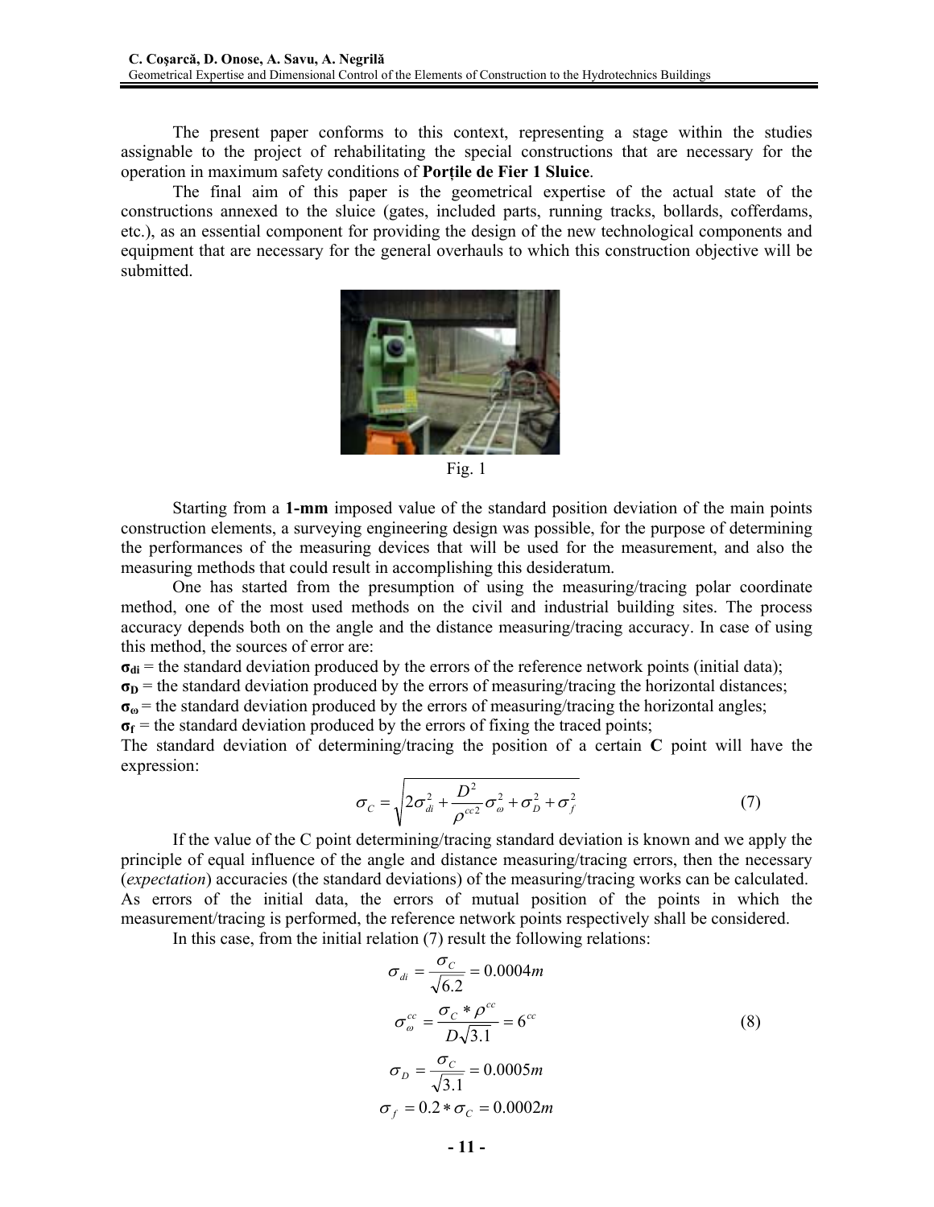The present paper conforms to this context, representing a stage within the studies assignable to the project of rehabilitating the special constructions that are necessary for the operation in maximum safety conditions of **Porţile de Fier 1 Sluice**.

The final aim of this paper is the geometrical expertise of the actual state of the constructions annexed to the sluice (gates, included parts, running tracks, bollards, cofferdams, etc.), as an essential component for providing the design of the new technological components and equipment that are necessary for the general overhauls to which this construction objective will be submitted.

Fig. 1

Starting from a **1-mm** imposed value of the standard position deviation of the main points construction elements, a surveying engineering design was possible, for the purpose of determining the performances of the measuring devices that will be used for the measurement, and also the measuring methods that could result in accomplishing this desideratum.

One has started from the presumption of using the measuring/tracing polar coordinate method, one of the most used methods on the civil and industrial building sites. The process accuracy depends both on the angle and the distance measuring/tracing accuracy. In case of using this method, the sources of error are:

$\sigma_{di}$ = the standard deviation produced by the errors of the reference network points (initial data);
$\sigma_D$ = the standard deviation produced by the errors of measuring/tracing the horizontal distances;
$\sigma_\omega$ = the standard deviation produced by the errors of measuring/tracing the horizontal angles;
$\sigma_f$ = the standard deviation produced by the errors of fixing the traced points;

The standard deviation of determining/tracing the position of a certain **C** point will have the expression:

$$\sigma_C = \sqrt{2\sigma_{di}^2 + \frac{D^2}{\rho^{cc2}}\sigma_\omega^2 + \sigma_D^2 + \sigma_f^2} \tag{7}$$

If the value of the C point determining/tracing standard deviation is known and we apply the principle of equal influence of the angle and distance measuring/tracing errors, then the necessary (*expectation*) accuracies (the standard deviations) of the measuring/tracing works can be calculated. As errors of the initial data, the errors of mutual position of the points in which the measurement/tracing is performed, the reference network points respectively shall be considered.

In this case, from the initial relation (7) result the following relations:

$$\begin{aligned}
\sigma_{di} &= \frac{\sigma_C}{\sqrt{6.2}} = 0.0004m \\
\sigma_\omega^{cc} &= \frac{\sigma_C * \rho^{cc}}{D\sqrt{3.1}} = 6^{cc} \\
\sigma_D &= \frac{\sigma_C}{\sqrt{3.1}} = 0.0005m \\
\sigma_f &= 0.2 * \sigma_C = 0.0002m
\end{aligned} \tag{8}$$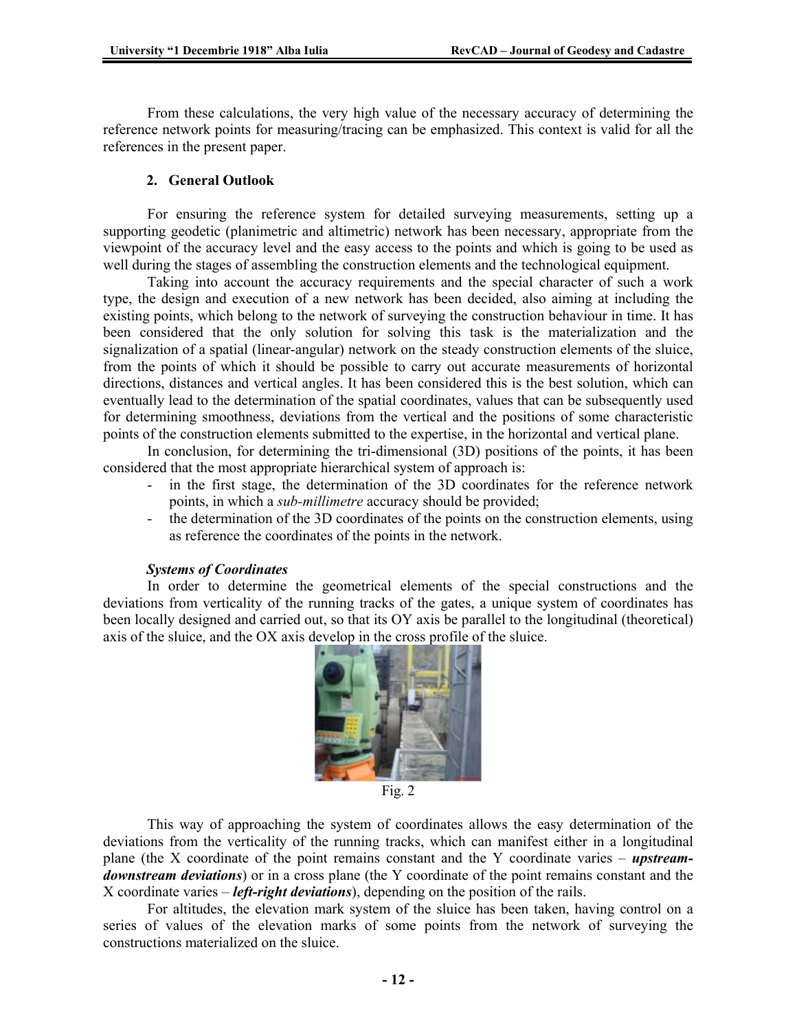From these calculations, the very high value of the necessary accuracy of determining the reference network points for measuring/tracing can be emphasized. This context is valid for all the references in the present paper.

## 2. General Outlook

For ensuring the reference system for detailed surveying measurements, setting up a supporting geodetic (planimetric and altimetric) network has been necessary, appropriate from the viewpoint of the accuracy level and the easy access to the points and which is going to be used as well during the stages of assembling the construction elements and the technological equipment.

Taking into account the accuracy requirements and the special character of such a work type, the design and execution of a new network has been decided, also aiming at including the existing points, which belong to the network of surveying the construction behaviour in time. It has been considered that the only solution for solving this task is the materialization and the signalization of a spatial (linear-angular) network on the steady construction elements of the sluice, from the points of which it should be possible to carry out accurate measurements of horizontal directions, distances and vertical angles. It has been considered this is the best solution, which can eventually lead to the determination of the spatial coordinates, values that can be subsequently used for determining smoothness, deviations from the vertical and the positions of some characteristic points of the construction elements submitted to the expertise, in the horizontal and vertical plane.

In conclusion, for determining the tri-dimensional (3D) positions of the points, it has been considered that the most appropriate hierarchical system of approach is:

- in the first stage, the determination of the 3D coordinates for the reference network points, in which a *sub-millimetre* accuracy should be provided;
- the determination of the 3D coordinates of the points on the construction elements, using as reference the coordinates of the points in the network.

### *Systems of Coordinates*

In order to determine the geometrical elements of the special constructions and the deviations from verticality of the running tracks of the gates, a unique system of coordinates has been locally designed and carried out, so that its OY axis be parallel to the longitudinal (theoretical) axis of the sluice, and the OX axis develop in the cross profile of the sluice.

Fig. 2

This way of approaching the system of coordinates allows the easy determination of the deviations from the verticality of the running tracks, which can manifest either in a longitudinal plane (the X coordinate of the point remains constant and the Y coordinate varies – ***upstream-downstream deviations***) or in a cross plane (the Y coordinate of the point remains constant and the X coordinate varies – ***left-right deviations***), depending on the position of the rails.

For altitudes, the elevation mark system of the sluice has been taken, having control on a series of values of the elevation marks of some points from the network of surveying the constructions materialized on the sluice.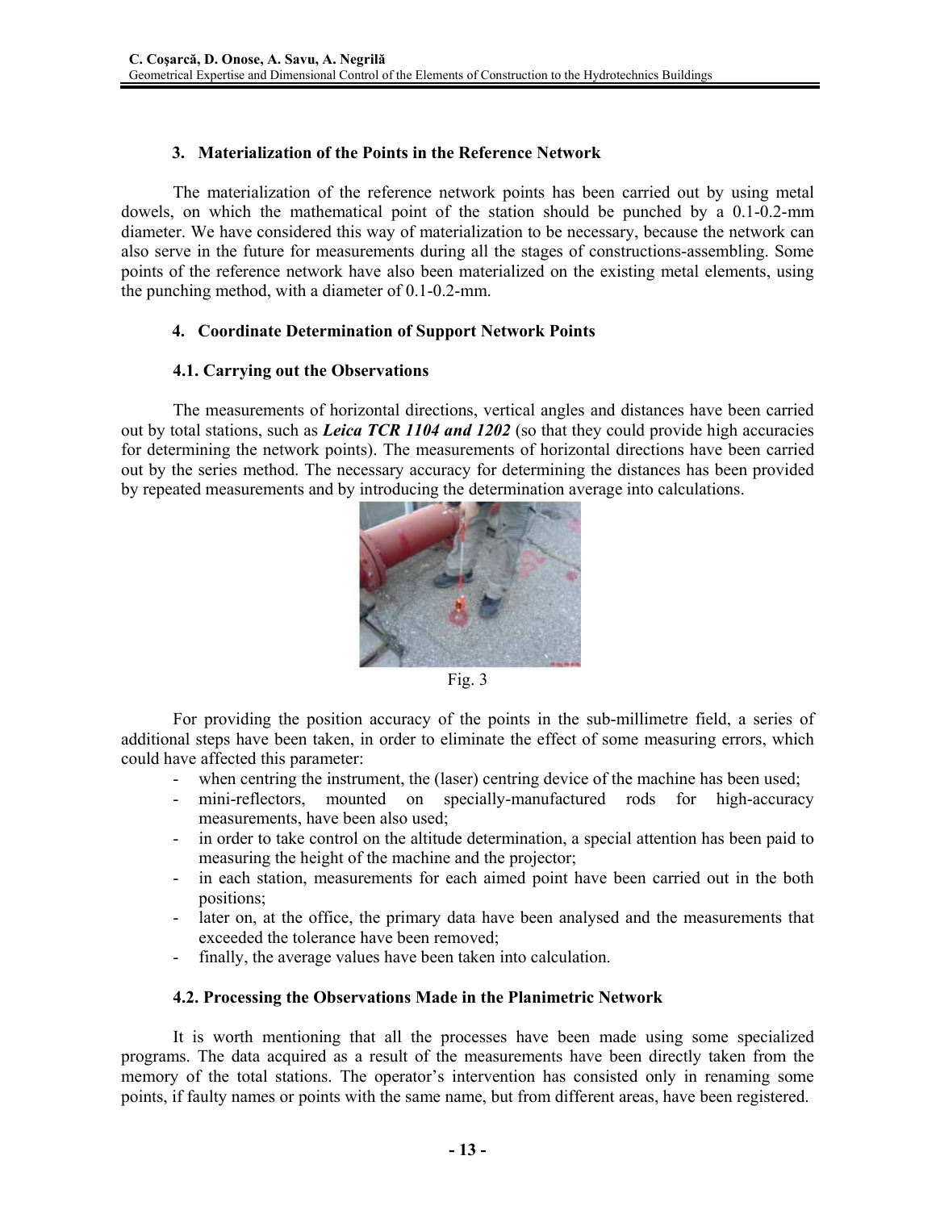## 3. Materialization of the Points in the Reference Network

The materialization of the reference network points has been carried out by using metal dowels, on which the mathematical point of the station should be punched by a 0.1-0.2-mm diameter. We have considered this way of materialization to be necessary, because the network can also serve in the future for measurements during all the stages of constructions-assembling. Some points of the reference network have also been materialized on the existing metal elements, using the punching method, with a diameter of 0.1-0.2-mm.

## 4. Coordinate Determination of Support Network Points

### 4.1. Carrying out the Observations

The measurements of horizontal directions, vertical angles and distances have been carried out by total stations, such as ***Leica TCR 1104 and 1202*** (so that they could provide high accuracies for determining the network points). The measurements of horizontal directions have been carried out by the series method. The necessary accuracy for determining the distances has been provided by repeated measurements and by introducing the determination average into calculations.

Fig. 3

For providing the position accuracy of the points in the sub-millimetre field, a series of additional steps have been taken, in order to eliminate the effect of some measuring errors, which could have affected this parameter:

- when centring the instrument, the (laser) centring device of the machine has been used;
- mini-reflectors, mounted on specially-manufactured rods for high-accuracy measurements, have been also used;
- in order to take control on the altitude determination, a special attention has been paid to measuring the height of the machine and the projector;
- in each station, measurements for each aimed point have been carried out in the both positions;
- later on, at the office, the primary data have been analysed and the measurements that exceeded the tolerance have been removed;
- finally, the average values have been taken into calculation.

### 4.2. Processing the Observations Made in the Planimetric Network

It is worth mentioning that all the processes have been made using some specialized programs. The data acquired as a result of the measurements have been directly taken from the memory of the total stations. The operator's intervention has consisted only in renaming some points, if faulty names or points with the same name, but from different areas, have been registered.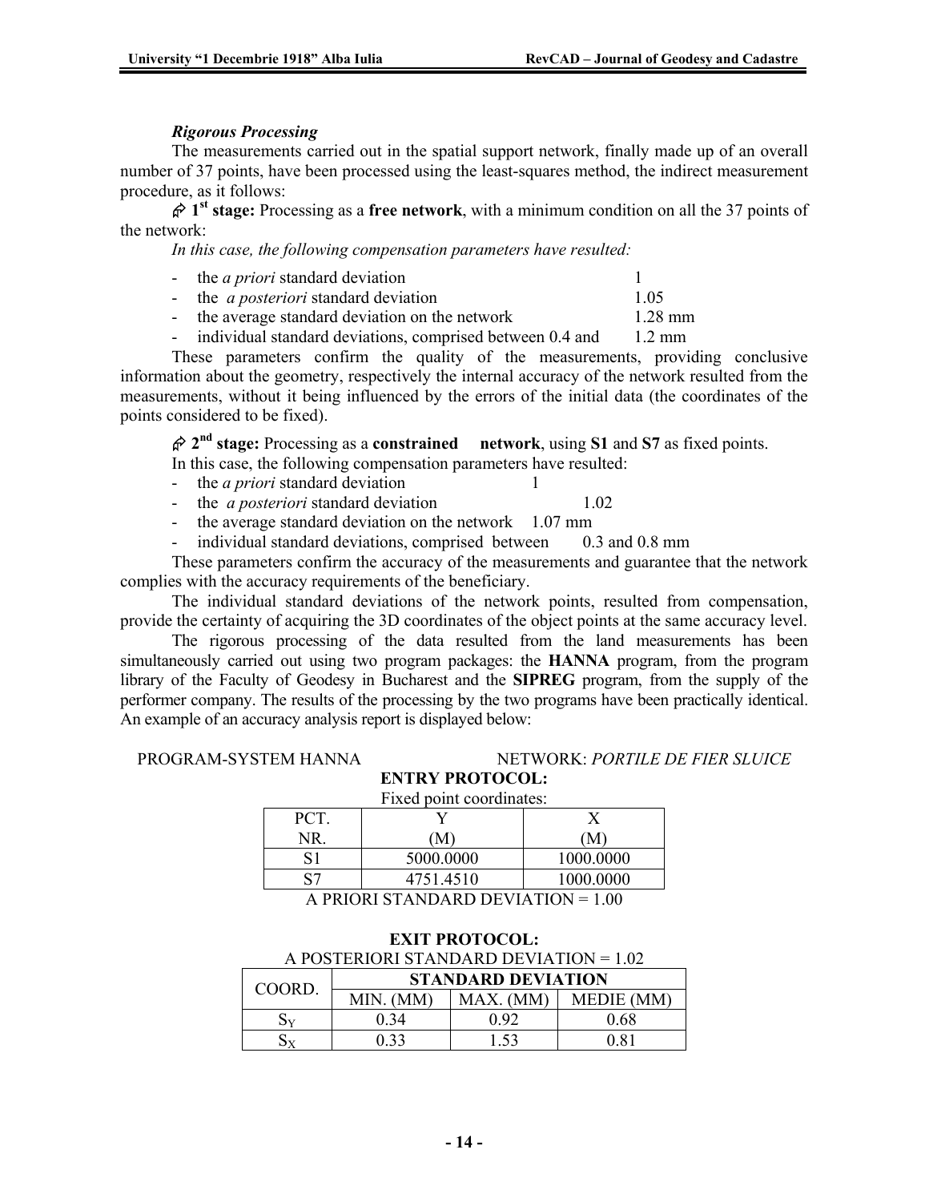***Rigorous Processing***

The measurements carried out in the spatial support network, finally made up of an overall number of 37 points, have been processed using the least-squares method, the indirect measurement procedure, as it follows:

- **1st stage:** Processing as a **free network**, with a minimum condition on all the 37 points of the network:

*In this case, the following compensation parameters have resulted:*

- the *a priori* standard deviation 1
- the *a posteriori* standard deviation 1.05
- the average standard deviation on the network 1.28 mm
- individual standard deviations, comprised between 0.4 and 1.2 mm

These parameters confirm the quality of the measurements, providing conclusive information about the geometry, respectively the internal accuracy of the network resulted from the measurements, without it being influenced by the errors of the initial data (the coordinates of the points considered to be fixed).

- **2nd stage:** Processing as a **constrained network**, using **S1** and **S7** as fixed points.

In this case, the following compensation parameters have resulted:

- the *a priori* standard deviation 1
- the *a posteriori* standard deviation 1.02
- the average standard deviation on the network 1.07 mm
- individual standard deviations, comprised between 0.3 and 0.8 mm

These parameters confirm the accuracy of the measurements and guarantee that the network complies with the accuracy requirements of the beneficiary.

The individual standard deviations of the network points, resulted from compensation, provide the certainty of acquiring the 3D coordinates of the object points at the same accuracy level.

The rigorous processing of the data resulted from the land measurements has been simultaneously carried out using two program packages: the **HANNA** program, from the program library of the Faculty of Geodesy in Bucharest and the **SIPREG** program, from the supply of the performer company. The results of the processing by the two programs have been practically identical. An example of an accuracy analysis report is displayed below:

PROGRAM-SYSTEM HANNA NETWORK: *PORTILE DE FIER SLUICE*

**ENTRY PROTOCOL:**

Fixed point coordinates:

| PCT. NR. | Y (M) | X (M) |
|---|---|---|
| S1 | 5000.0000 | 1000.0000 |
| S7 | 4751.4510 | 1000.0000 |

A PRIORI STANDARD DEVIATION = 1.00

**EXIT PROTOCOL:**

A POSTERIORI STANDARD DEVIATION = 1.02

| COORD. | **STANDARD DEVIATION** | | |
|---|---|---|---|
| | MIN. (MM) | MAX. (MM) | MEDIE (MM) |
| $S_Y$ | 0.34 | 0.92 | 0.68 |
| $S_X$ | 0.33 | 1.53 | 0.81 |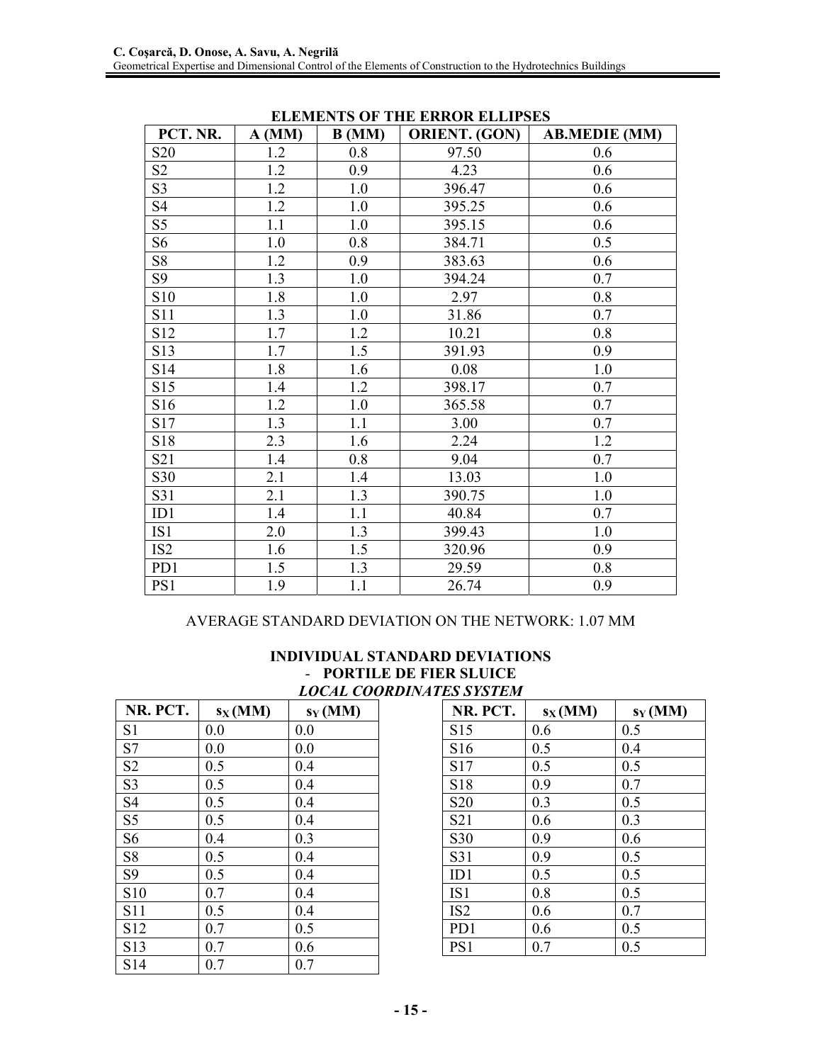**ELEMENTS OF THE ERROR ELLIPSES**

| PCT. NR. | A (MM) | B (MM) | ORIENT. (GON) | AB.MEDIE (MM) |
|---|---|---|---|---|
| S20 | 1.2 | 0.8 | 97.50 | 0.6 |
| S2 | 1.2 | 0.9 | 4.23 | 0.6 |
| S3 | 1.2 | 1.0 | 396.47 | 0.6 |
| S4 | 1.2 | 1.0 | 395.25 | 0.6 |
| S5 | 1.1 | 1.0 | 395.15 | 0.6 |
| S6 | 1.0 | 0.8 | 384.71 | 0.5 |
| S8 | 1.2 | 0.9 | 383.63 | 0.6 |
| S9 | 1.3 | 1.0 | 394.24 | 0.7 |
| S10 | 1.8 | 1.0 | 2.97 | 0.8 |
| S11 | 1.3 | 1.0 | 31.86 | 0.7 |
| S12 | 1.7 | 1.2 | 10.21 | 0.8 |
| S13 | 1.7 | 1.5 | 391.93 | 0.9 |
| S14 | 1.8 | 1.6 | 0.08 | 1.0 |
| S15 | 1.4 | 1.2 | 398.17 | 0.7 |
| S16 | 1.2 | 1.0 | 365.58 | 0.7 |
| S17 | 1.3 | 1.1 | 3.00 | 0.7 |
| S18 | 2.3 | 1.6 | 2.24 | 1.2 |
| S21 | 1.4 | 0.8 | 9.04 | 0.7 |
| S30 | 2.1 | 1.4 | 13.03 | 1.0 |
| S31 | 2.1 | 1.3 | 390.75 | 1.0 |
| ID1 | 1.4 | 1.1 | 40.84 | 0.7 |
| IS1 | 2.0 | 1.3 | 399.43 | 1.0 |
| IS2 | 1.6 | 1.5 | 320.96 | 0.9 |
| PD1 | 1.5 | 1.3 | 29.59 | 0.8 |
| PS1 | 1.9 | 1.1 | 26.74 | 0.9 |

AVERAGE STANDARD DEVIATION ON THE NETWORK: 1.07 MM

**INDIVIDUAL STANDARD DEVIATIONS**
- **PORTILE DE FIER SLUICE**

***LOCAL COORDINATES SYSTEM***

| NR. PCT. | $s_X$ (MM) | $s_Y$ (MM) |
|---|---|---|
| S1 | 0.0 | 0.0 |
| S7 | 0.0 | 0.0 |
| S2 | 0.5 | 0.4 |
| S3 | 0.5 | 0.4 |
| S4 | 0.5 | 0.4 |
| S5 | 0.5 | 0.4 |
| S6 | 0.4 | 0.3 |
| S8 | 0.5 | 0.4 |
| S9 | 0.5 | 0.4 |
| S10 | 0.7 | 0.4 |
| S11 | 0.5 | 0.4 |
| S12 | 0.7 | 0.5 |
| S13 | 0.7 | 0.6 |
| S14 | 0.7 | 0.7 |

| NR. PCT. | $s_X$ (MM) | $s_Y$ (MM) |
|---|---|---|
| S15 | 0.6 | 0.5 |
| S16 | 0.5 | 0.4 |
| S17 | 0.5 | 0.5 |
| S18 | 0.9 | 0.7 |
| S20 | 0.3 | 0.5 |
| S21 | 0.6 | 0.3 |
| S30 | 0.9 | 0.6 |
| S31 | 0.9 | 0.5 |
| ID1 | 0.5 | 0.5 |
| IS1 | 0.8 | 0.5 |
| IS2 | 0.6 | 0.7 |
| PD1 | 0.6 | 0.5 |
| PS1 | 0.7 | 0.5 |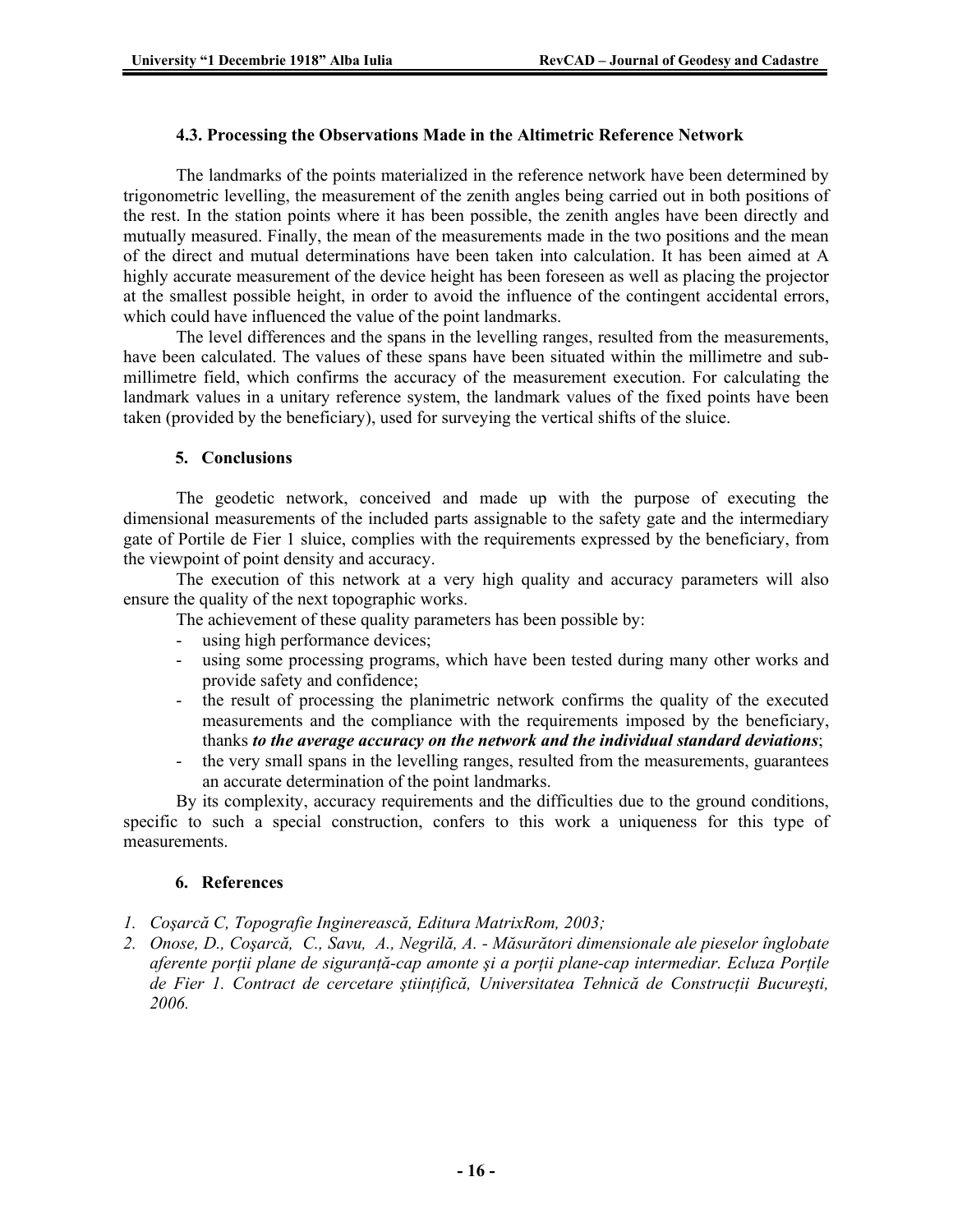### 4.3. Processing the Observations Made in the Altimetric Reference Network

The landmarks of the points materialized in the reference network have been determined by trigonometric levelling, the measurement of the zenith angles being carried out in both positions of the rest. In the station points where it has been possible, the zenith angles have been directly and mutually measured. Finally, the mean of the measurements made in the two positions and the mean of the direct and mutual determinations have been taken into calculation. It has been aimed at A highly accurate measurement of the device height has been foreseen as well as placing the projector at the smallest possible height, in order to avoid the influence of the contingent accidental errors, which could have influenced the value of the point landmarks.

The level differences and the spans in the levelling ranges, resulted from the measurements, have been calculated. The values of these spans have been situated within the millimetre and sub-millimetre field, which confirms the accuracy of the measurement execution. For calculating the landmark values in a unitary reference system, the landmark values of the fixed points have been taken (provided by the beneficiary), used for surveying the vertical shifts of the sluice.

## 5. Conclusions

The geodetic network, conceived and made up with the purpose of executing the dimensional measurements of the included parts assignable to the safety gate and the intermediary gate of Portile de Fier 1 sluice, complies with the requirements expressed by the beneficiary, from the viewpoint of point density and accuracy.

The execution of this network at a very high quality and accuracy parameters will also ensure the quality of the next topographic works.

The achievement of these quality parameters has been possible by:

- using high performance devices;
- using some processing programs, which have been tested during many other works and provide safety and confidence;
- the result of processing the planimetric network confirms the quality of the executed measurements and the compliance with the requirements imposed by the beneficiary, thanks ***to the average accuracy on the network and the individual standard deviations***;
- the very small spans in the levelling ranges, resulted from the measurements, guarantees an accurate determination of the point landmarks.

By its complexity, accuracy requirements and the difficulties due to the ground conditions, specific to such a special construction, confers to this work a uniqueness for this type of measurements.

## 6. References

1. *Coşarcă C, Topografie Inginerească, Editura MatrixRom, 2003;*
2. *Onose, D., Coşarcă, C., Savu, A., Negrilă, A. - Măsurători dimensionale ale pieselor înglobate aferente porții plane de siguranță-cap amonte şi a porții plane-cap intermediar. Ecluza Porțile de Fier 1. Contract de cercetare ştiințifică, Universitatea Tehnică de Construcții Bucureşti, 2006.*